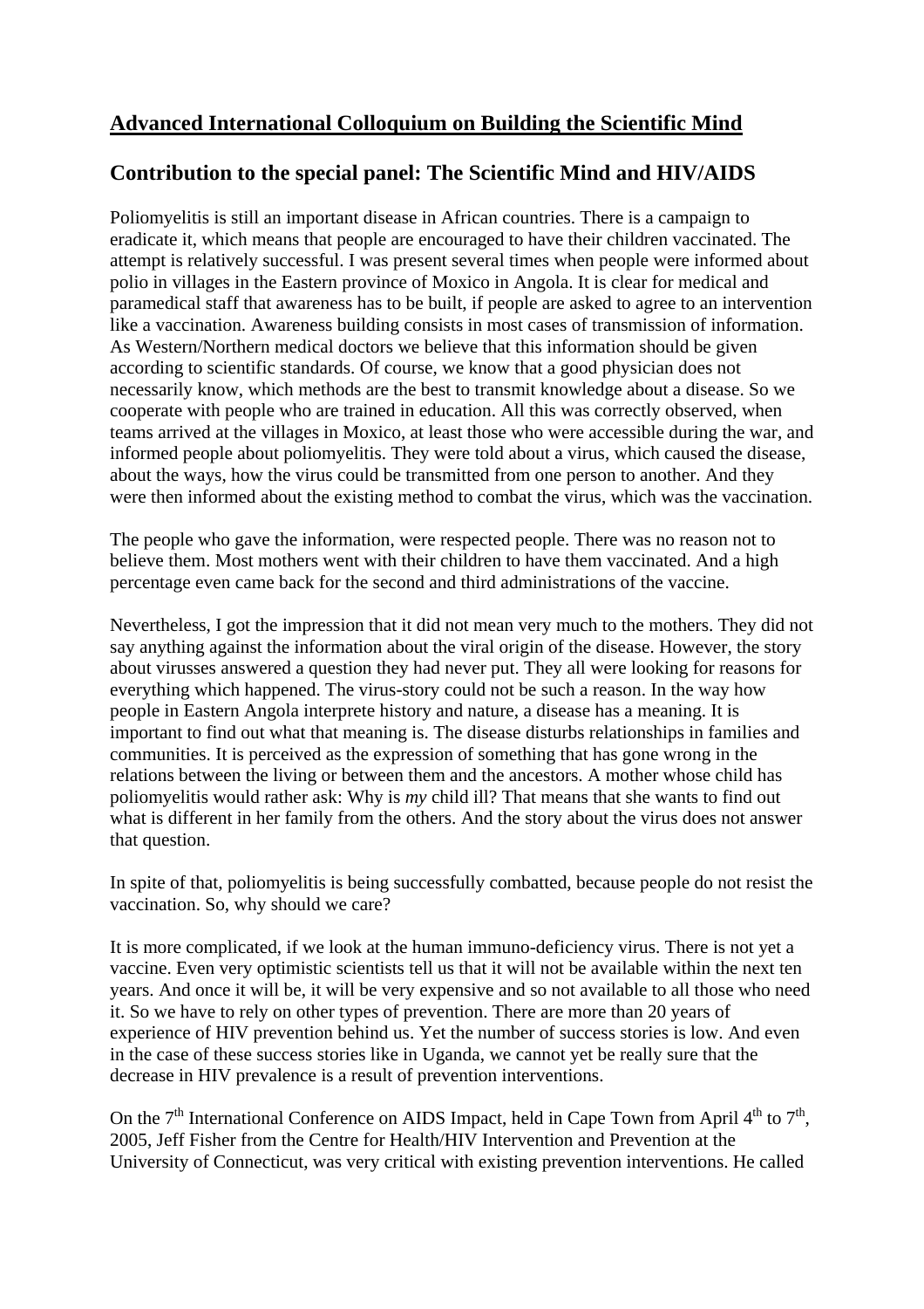# Advanced International Colloquium on Building the Scientific Mind

## Contribution to the special panel: The Scientific Mind and HIV/AIDS

Poliomyelitis is still an important disease in African countries. There is a campaign to eradicate it, which means that people are encouraged to have their children vaccinated. The attempt is relatively successful. I was present several times when people were informed about polio in villages in the Eastern province of Moxico in Angola. It is clear for medical and paramedical staff that awareness has to be built, if people are asked to agree to an intervention like a vaccination. Awareness building consists in most cases of transmission of information. As Western/Northern medical doctors we believe that this information should be given according to scientific standards. Of course, we know that a good physician does not necessarily know, which methods are the best to transmit knowledge about a disease. So we cooperate with people who are trained in education. All this was correctly observed, when teams arrived at the villages in Moxico, at least those who were accessible during the war, and informed people about poliomyelitis. They were told about a virus, which caused the disease, about the ways, how the virus could be transmitted from one person to another. And they were then informed about the existing method to combat the virus, which was the vaccination.

The people who gave the information, were respected people. There was no reason not to believe them. Most mothers went with their children to have them vaccinated. And a high percentage even came back for the second and third administrations of the vaccine.

Nevertheless, I got the impression that it did not mean very much to the mothers. They did not say anything against the information about the viral origin of the disease. However, the story about virusses answered a question they had never put. They all were looking for reasons for everything which happened. The virus-story could not be such a reason. In the way how people in Eastern Angola interprete history and nature, a disease has a meaning. It is important to find out what that meaning is. The disease disturbs relationships in families and communities. It is perceived as the expression of something that has gone wrong in the relations between the living or between them and the ancestors. A mother whose child has poliomyelitis would rather ask: Why is *my* child ill? That means that she wants to find out what is different in her family from the others. And the story about the virus does not answer that question.

In spite of that, poliomyelitis is being successfully combatted, because people do not resist the vaccination. So, why should we care?

It is more complicated, if we look at the human immuno-deficiency virus. There is not yet a vaccine. Even very optimistic scientists tell us that it will not be available within the next ten years. And once it will be, it will be very expensive and so not available to all those who need it. So we have to rely on other types of prevention. There are more than 20 years of experience of HIV prevention behind us. Yet the number of success stories is low. And even in the case of these success stories like in Uganda, we cannot yet be really sure that the decrease in HIV prevalence is a result of prevention interventions.

On the 7th International Conference on AIDS Impact, held in Cape Town from April 4th to 7th, 2005, Jeff Fisher from the Centre for Health/HIV Intervention and Prevention at the University of Connecticut, was very critical with existing prevention interventions. He called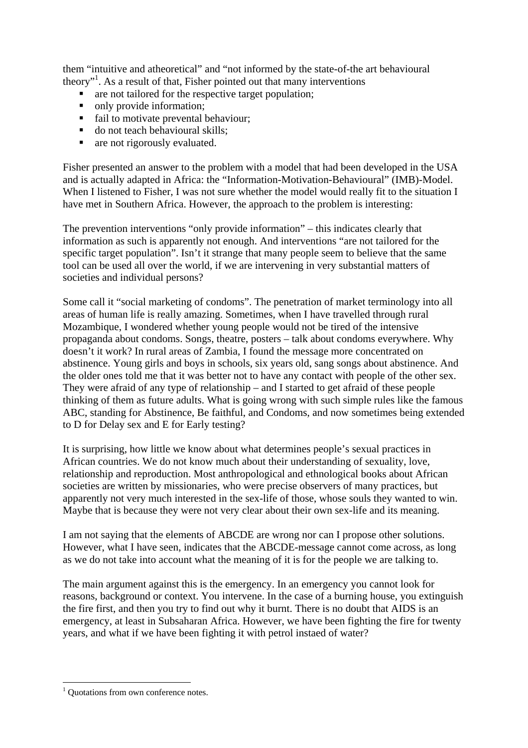them "intuitive and atheoretical" and "not informed by the state-of-the art behavioural theory"[1]. As a result of that, Fisher pointed out that many interventions

- are not tailored for the respective target population;
- only provide information;
- fail to motivate prevental behaviour;
- do not teach behavioural skills;
- are not rigorously evaluated.

Fisher presented an answer to the problem with a model that had been developed in the USA and is actually adapted in Africa: the "Information-Motivation-Behavioural" (IMB)-Model. When I listened to Fisher, I was not sure whether the model would really fit to the situation I have met in Southern Africa. However, the approach to the problem is interesting:

The prevention interventions "only provide information" – this indicates clearly that information as such is apparently not enough. And interventions "are not tailored for the specific target population". Isn't it strange that many people seem to believe that the same tool can be used all over the world, if we are intervening in very substantial matters of societies and individual persons?

Some call it "social marketing of condoms". The penetration of market terminology into all areas of human life is really amazing. Sometimes, when I have travelled through rural Mozambique, I wondered whether young people would not be tired of the intensive propaganda about condoms. Songs, theatre, posters – talk about condoms everywhere. Why doesn't it work? In rural areas of Zambia, I found the message more concentrated on abstinence. Young girls and boys in schools, six years old, sang songs about abstinence. And the older ones told me that it was better not to have any contact with people of the other sex. They were afraid of any type of relationship – and I started to get afraid of these people thinking of them as future adults. What is going wrong with such simple rules like the famous ABC, standing for Abstinence, Be faithful, and Condoms, and now sometimes being extended to D for Delay sex and E for Early testing?

It is surprising, how little we know about what determines people's sexual practices in African countries. We do not know much about their understanding of sexuality, love, relationship and reproduction. Most anthropological and ethnological books about African societies are written by missionaries, who were precise observers of many practices, but apparently not very much interested in the sex-life of those, whose souls they wanted to win. Maybe that is because they were not very clear about their own sex-life and its meaning.

I am not saying that the elements of ABCDE are wrong nor can I propose other solutions. However, what I have seen, indicates that the ABCDE-message cannot come across, as long as we do not take into account what the meaning of it is for the people we are talking to.

The main argument against this is the emergency. In an emergency you cannot look for reasons, background or context. You intervene. In the case of a burning house, you extinguish the fire first, and then you try to find out why it burnt. There is no doubt that AIDS is an emergency, at least in Subsaharan Africa. However, we have been fighting the fire for twenty years, and what if we have been fighting it with petrol instaed of water?

[1] Quotations from own conference notes.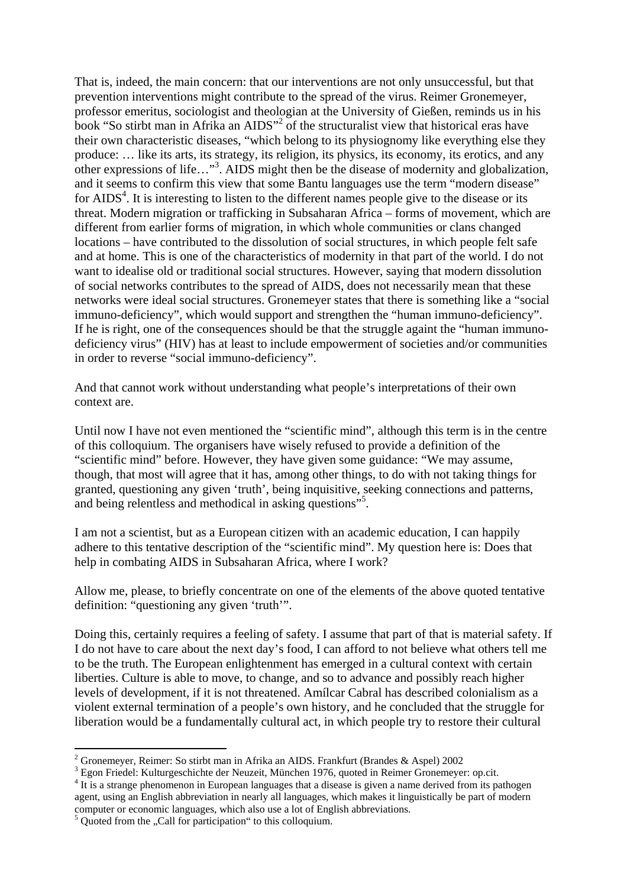That is, indeed, the main concern: that our interventions are not only unsuccessful, but that prevention interventions might contribute to the spread of the virus. Reimer Gronemeyer, professor emeritus, sociologist and theologian at the University of Gießen, reminds us in his book "So stirbt man in Afrika an AIDS"[2] of the structuralist view that historical eras have their own characteristic diseases, "which belong to its physiognomy like everything else they produce: … like its arts, its strategy, its religion, its physics, its economy, its erotics, and any other expressions of life…"[3]. AIDS might then be the disease of modernity and globalization, and it seems to confirm this view that some Bantu languages use the term "modern disease" for AIDS[4]. It is interesting to listen to the different names people give to the disease or its threat. Modern migration or trafficking in Subsaharan Africa – forms of movement, which are different from earlier forms of migration, in which whole communities or clans changed locations – have contributed to the dissolution of social structures, in which people felt safe and at home. This is one of the characteristics of modernity in that part of the world. I do not want to idealise old or traditional social structures. However, saying that modern dissolution of social networks contributes to the spread of AIDS, does not necessarily mean that these networks were ideal social structures. Gronemeyer states that there is something like a "social immuno-deficiency", which would support and strengthen the "human immuno-deficiency". If he is right, one of the consequences should be that the struggle againt the "human immuno-deficiency virus" (HIV) has at least to include empowerment of societies and/or communities in order to reverse "social immuno-deficiency".

And that cannot work without understanding what people's interpretations of their own context are.

Until now I have not even mentioned the "scientific mind", although this term is in the centre of this colloquium. The organisers have wisely refused to provide a definition of the "scientific mind" before. However, they have given some guidance: "We may assume, though, that most will agree that it has, among other things, to do with not taking things for granted, questioning any given 'truth', being inquisitive, seeking connections and patterns, and being relentless and methodical in asking questions"[5].

I am not a scientist, but as a European citizen with an academic education, I can happily adhere to this tentative description of the "scientific mind". My question here is: Does that help in combating AIDS in Subsaharan Africa, where I work?

Allow me, please, to briefly concentrate on one of the elements of the above quoted tentative definition: "questioning any given 'truth'".

Doing this, certainly requires a feeling of safety. I assume that part of that is material safety. If I do not have to care about the next day's food, I can afford to not believe what others tell me to be the truth. The European enlightenment has emerged in a cultural context with certain liberties. Culture is able to move, to change, and so to advance and possibly reach higher levels of development, if it is not threatened. Amílcar Cabral has described colonialism as a violent external termination of a people's own history, and he concluded that the struggle for liberation would be a fundamentally cultural act, in which people try to restore their cultural

---

[2] Gronemeyer, Reimer: So stirbt man in Afrika an AIDS. Frankfurt (Brandes & Aspel) 2002

[3] Egon Friedel: Kulturgeschichte der Neuzeit, München 1976, quoted in Reimer Gronemeyer: op.cit.

[4] It is a strange phenomenon in European languages that a disease is given a name derived from its pathogen agent, using an English abbreviation in nearly all languages, which makes it linguistically be part of modern computer or economic languages, which also use a lot of English abbreviations.

[5] Quoted from the „Call for participation" to this colloquium.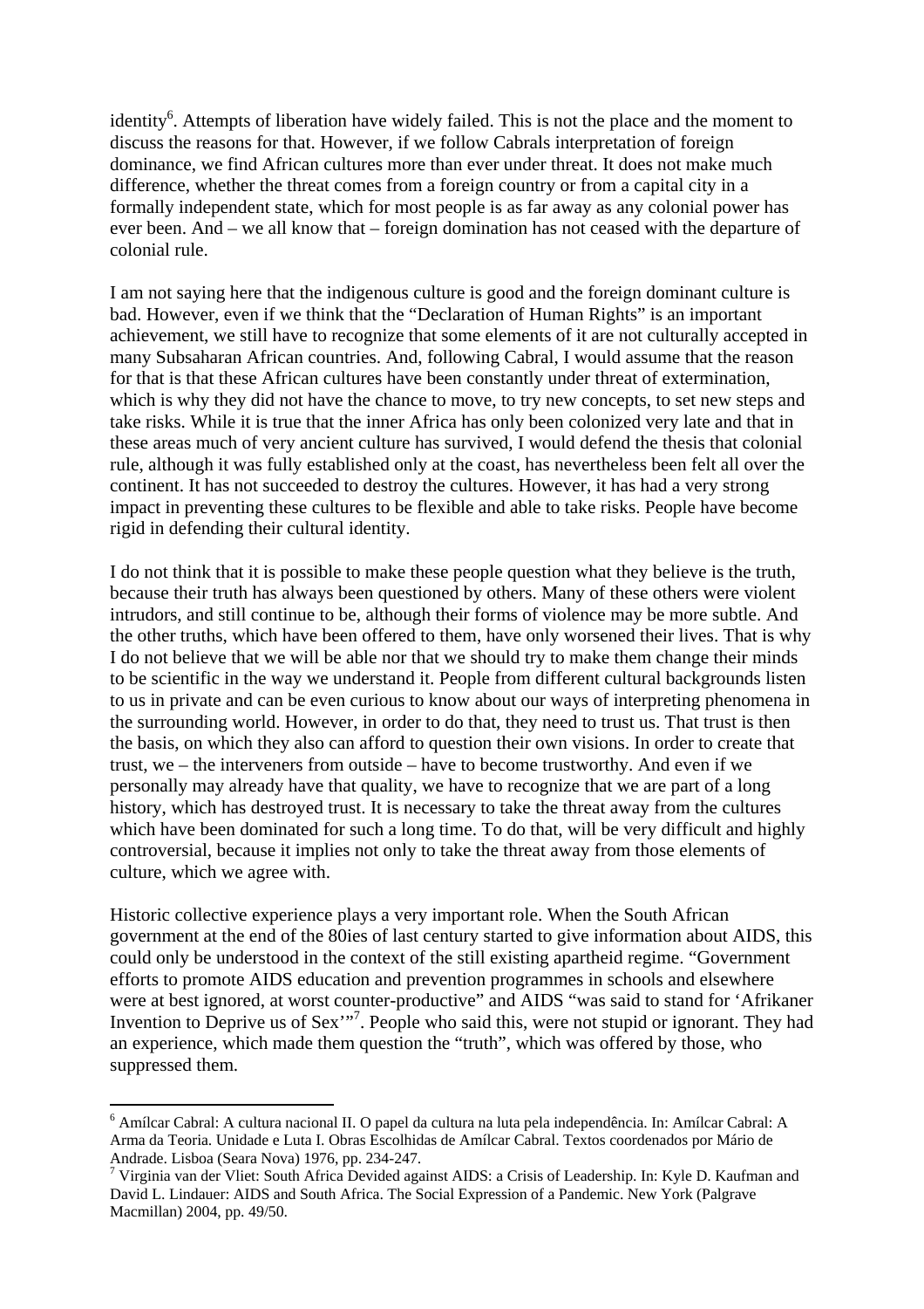identity[6]. Attempts of liberation have widely failed. This is not the place and the moment to discuss the reasons for that. However, if we follow Cabrals interpretation of foreign dominance, we find African cultures more than ever under threat. It does not make much difference, whether the threat comes from a foreign country or from a capital city in a formally independent state, which for most people is as far away as any colonial power has ever been. And – we all know that – foreign domination has not ceased with the departure of colonial rule.

I am not saying here that the indigenous culture is good and the foreign dominant culture is bad. However, even if we think that the "Declaration of Human Rights" is an important achievement, we still have to recognize that some elements of it are not culturally accepted in many Subsaharan African countries. And, following Cabral, I would assume that the reason for that is that these African cultures have been constantly under threat of extermination, which is why they did not have the chance to move, to try new concepts, to set new steps and take risks. While it is true that the inner Africa has only been colonized very late and that in these areas much of very ancient culture has survived, I would defend the thesis that colonial rule, although it was fully established only at the coast, has nevertheless been felt all over the continent. It has not succeeded to destroy the cultures. However, it has had a very strong impact in preventing these cultures to be flexible and able to take risks. People have become rigid in defending their cultural identity.

I do not think that it is possible to make these people question what they believe is the truth, because their truth has always been questioned by others. Many of these others were violent intrudors, and still continue to be, although their forms of violence may be more subtle. And the other truths, which have been offered to them, have only worsened their lives. That is why I do not believe that we will be able nor that we should try to make them change their minds to be scientific in the way we understand it. People from different cultural backgrounds listen to us in private and can be even curious to know about our ways of interpreting phenomena in the surrounding world. However, in order to do that, they need to trust us. That trust is then the basis, on which they also can afford to question their own visions. In order to create that trust, we – the interveners from outside – have to become trustworthy. And even if we personally may already have that quality, we have to recognize that we are part of a long history, which has destroyed trust. It is necessary to take the threat away from the cultures which have been dominated for such a long time. To do that, will be very difficult and highly controversial, because it implies not only to take the threat away from those elements of culture, which we agree with.

Historic collective experience plays a very important role. When the South African government at the end of the 80ies of last century started to give information about AIDS, this could only be understood in the context of the still existing apartheid regime. "Government efforts to promote AIDS education and prevention programmes in schools and elsewhere were at best ignored, at worst counter-productive" and AIDS "was said to stand for 'Afrikaner Invention to Deprive us of Sex'"[7]. People who said this, were not stupid or ignorant. They had an experience, which made them question the "truth", which was offered by those, who suppressed them.

---

[6] Amílcar Cabral: A cultura nacional II. O papel da cultura na luta pela independência. In: Amílcar Cabral: A Arma da Teoria. Unidade e Luta I. Obras Escolhidas de Amílcar Cabral. Textos coordenados por Mário de Andrade. Lisboa (Seara Nova) 1976, pp. 234-247.

[7] Virginia van der Vliet: South Africa Devided against AIDS: a Crisis of Leadership. In: Kyle D. Kaufman and David L. Lindauer: AIDS and South Africa. The Social Expression of a Pandemic. New York (Palgrave Macmillan) 2004, pp. 49/50.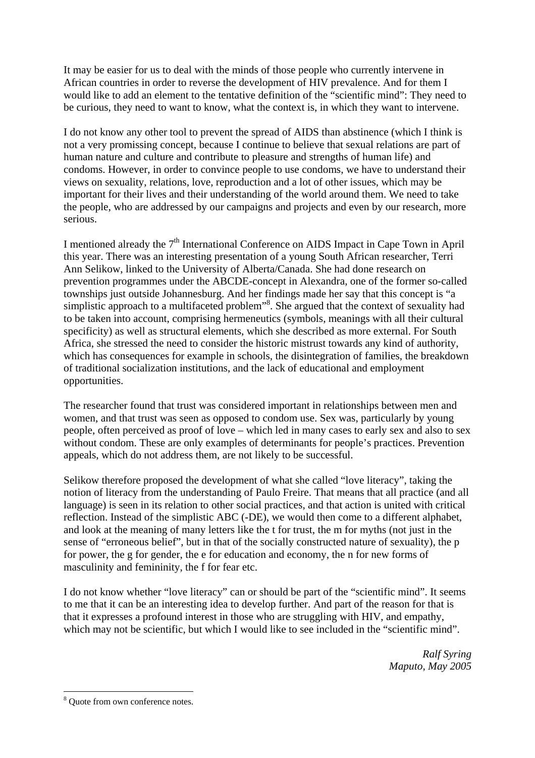It may be easier for us to deal with the minds of those people who currently intervene in African countries in order to reverse the development of HIV prevalence. And for them I would like to add an element to the tentative definition of the "scientific mind": They need to be curious, they need to want to know, what the context is, in which they want to intervene.

I do not know any other tool to prevent the spread of AIDS than abstinence (which I think is not a very promissing concept, because I continue to believe that sexual relations are part of human nature and culture and contribute to pleasure and strengths of human life) and condoms. However, in order to convince people to use condoms, we have to understand their views on sexuality, relations, love, reproduction and a lot of other issues, which may be important for their lives and their understanding of the world around them. We need to take the people, who are addressed by our campaigns and projects and even by our research, more serious.

I mentioned already the 7th International Conference on AIDS Impact in Cape Town in April this year. There was an interesting presentation of a young South African researcher, Terri Ann Selikow, linked to the University of Alberta/Canada. She had done research on prevention programmes under the ABCDE-concept in Alexandra, one of the former so-called townships just outside Johannesburg. And her findings made her say that this concept is "a simplistic approach to a multifaceted problem"[8]. She argued that the context of sexuality had to be taken into account, comprising hermeneutics (symbols, meanings with all their cultural specificity) as well as structural elements, which she described as more external. For South Africa, she stressed the need to consider the historic mistrust towards any kind of authority, which has consequences for example in schools, the disintegration of families, the breakdown of traditional socialization institutions, and the lack of educational and employment opportunities.

The researcher found that trust was considered important in relationships between men and women, and that trust was seen as opposed to condom use. Sex was, particularly by young people, often perceived as proof of love – which led in many cases to early sex and also to sex without condom. These are only examples of determinants for people's practices. Prevention appeals, which do not address them, are not likely to be successful.

Selikow therefore proposed the development of what she called "love literacy", taking the notion of literacy from the understanding of Paulo Freire. That means that all practice (and all language) is seen in its relation to other social practices, and that action is united with critical reflection. Instead of the simplistic ABC (-DE), we would then come to a different alphabet, and look at the meaning of many letters like the t for trust, the m for myths (not just in the sense of "erroneous belief", but in that of the socially constructed nature of sexuality), the p for power, the g for gender, the e for education and economy, the n for new forms of masculinity and femininity, the f for fear etc.

I do not know whether "love literacy" can or should be part of the "scientific mind". It seems to me that it can be an interesting idea to develop further. And part of the reason for that is that it expresses a profound interest in those who are struggling with HIV, and empathy, which may not be scientific, but which I would like to see included in the "scientific mind".

*Ralf Syring*
*Maputo, May 2005*

[8] Quote from own conference notes.